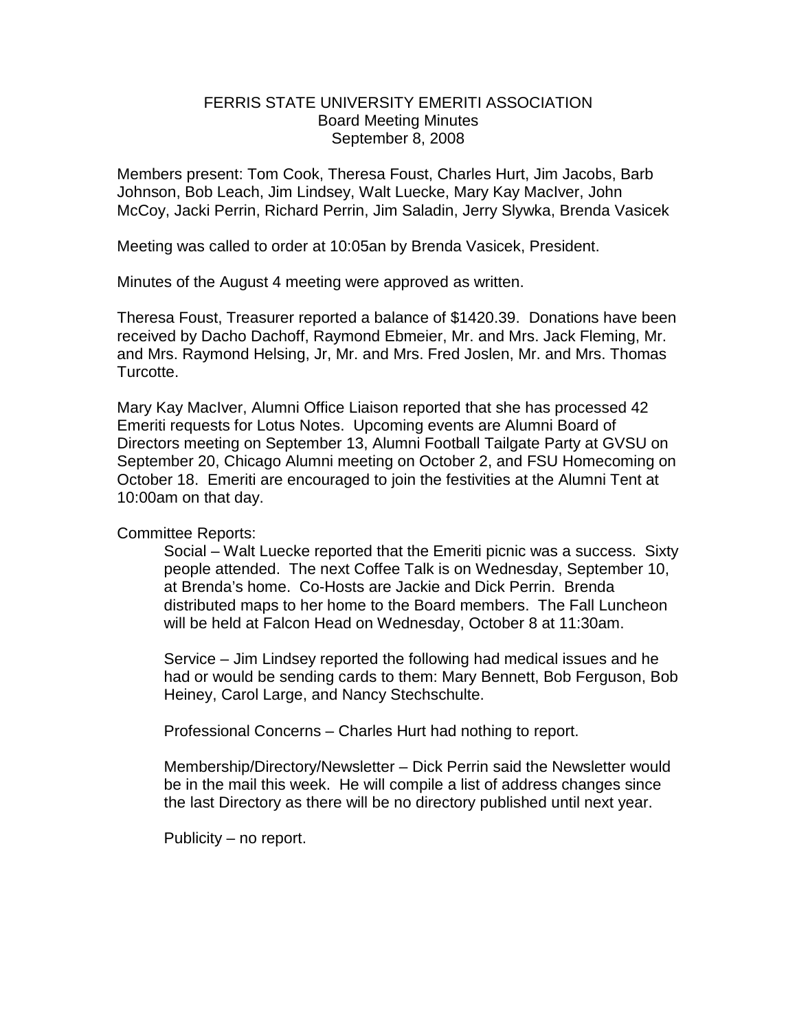# FERRIS STATE UNIVERSITY EMERITI ASSOCIATION
## Board Meeting Minutes
### September 8, 2008

Members present: Tom Cook, Theresa Foust, Charles Hurt, Jim Jacobs, Barb Johnson, Bob Leach, Jim Lindsey, Walt Luecke, Mary Kay MacIver, John McCoy, Jacki Perrin, Richard Perrin, Jim Saladin, Jerry Slywka, Brenda Vasicek

Meeting was called to order at 10:05an by Brenda Vasicek, President.

Minutes of the August 4 meeting were approved as written.

Theresa Foust, Treasurer reported a balance of $1420.39. Donations have been received by Dacho Dachoff, Raymond Ebmeier, Mr. and Mrs. Jack Fleming, Mr. and Mrs. Raymond Helsing, Jr, Mr. and Mrs. Fred Joslen, Mr. and Mrs. Thomas Turcotte.

Mary Kay MacIver, Alumni Office Liaison reported that she has processed 42 Emeriti requests for Lotus Notes. Upcoming events are Alumni Board of Directors meeting on September 13, Alumni Football Tailgate Party at GVSU on September 20, Chicago Alumni meeting on October 2, and FSU Homecoming on October 18. Emeriti are encouraged to join the festivities at the Alumni Tent at 10:00am on that day.

Committee Reports:

Social – Walt Luecke reported that the Emeriti picnic was a success. Sixty people attended. The next Coffee Talk is on Wednesday, September 10, at Brenda's home. Co-Hosts are Jackie and Dick Perrin. Brenda distributed maps to her home to the Board members. The Fall Luncheon will be held at Falcon Head on Wednesday, October 8 at 11:30am.

Service – Jim Lindsey reported the following had medical issues and he had or would be sending cards to them: Mary Bennett, Bob Ferguson, Bob Heiney, Carol Large, and Nancy Stechschulte.

Professional Concerns – Charles Hurt had nothing to report.

Membership/Directory/Newsletter – Dick Perrin said the Newsletter would be in the mail this week. He will compile a list of address changes since the last Directory as there will be no directory published until next year.

Publicity – no report.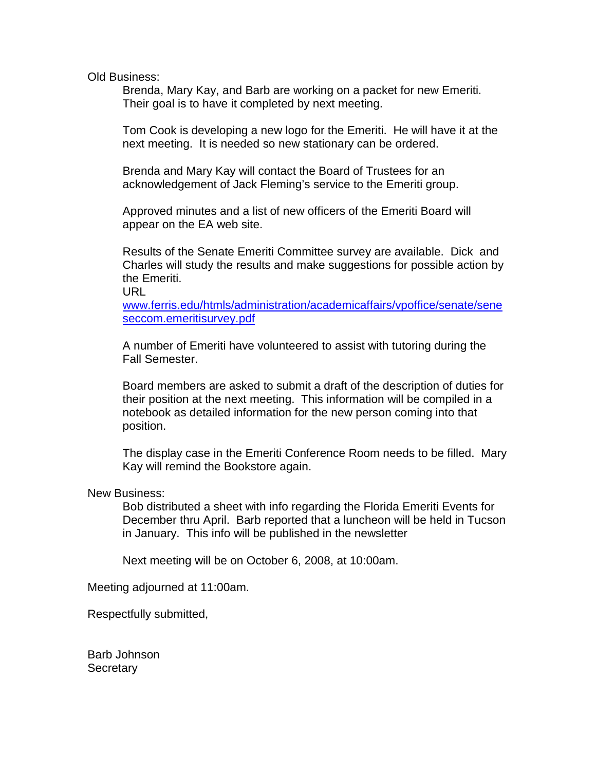Old Business:

Brenda, Mary Kay, and Barb are working on a packet for new Emeriti. Their goal is to have it completed by next meeting.

Tom Cook is developing a new logo for the Emeriti. He will have it at the next meeting. It is needed so new stationary can be ordered.

Brenda and Mary Kay will contact the Board of Trustees for an acknowledgement of Jack Fleming's service to the Emeriti group.

Approved minutes and a list of new officers of the Emeriti Board will appear on the EA web site.

Results of the Senate Emeriti Committee survey are available. Dick and Charles will study the results and make suggestions for possible action by the Emeriti.
URL
[www.ferris.edu/htmls/administration/academicaffairs/vpoffice/senate/seneseccom.emeritisurvey.pdf](www.ferris.edu/htmls/administration/academicaffairs/vpoffice/senate/seneseccom.emeritisurvey.pdf)

A number of Emeriti have volunteered to assist with tutoring during the Fall Semester.

Board members are asked to submit a draft of the description of duties for their position at the next meeting. This information will be compiled in a notebook as detailed information for the new person coming into that position.

The display case in the Emeriti Conference Room needs to be filled. Mary Kay will remind the Bookstore again.

New Business:

Bob distributed a sheet with info regarding the Florida Emeriti Events for December thru April. Barb reported that a luncheon will be held in Tucson in January. This info will be published in the newsletter

Next meeting will be on October 6, 2008, at 10:00am.

Meeting adjourned at 11:00am.

Respectfully submitted,

Barb Johnson
Secretary